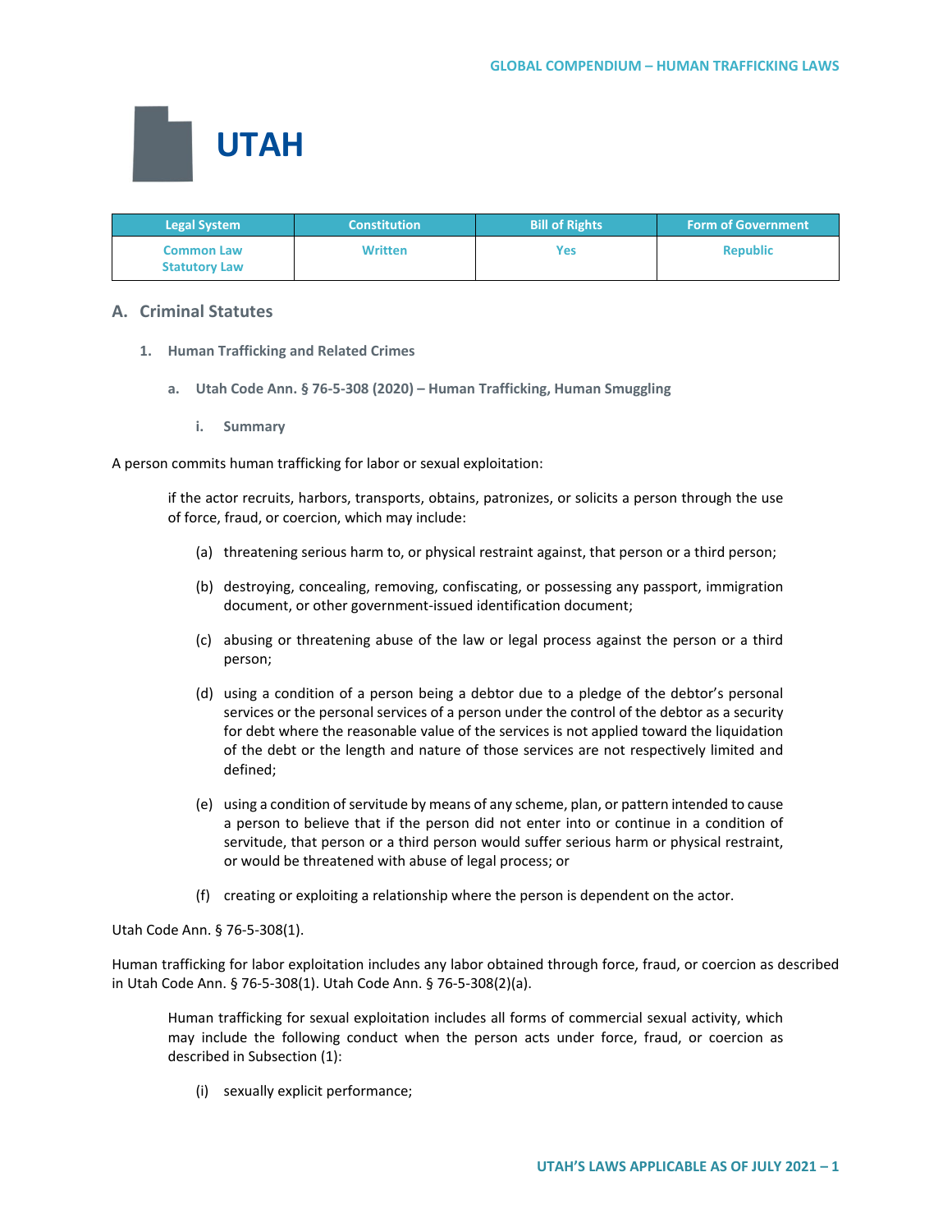# UTAH

| Legal System | Constitution | Bill of Rights | Form of Government |
|---|---|---|---|
| Common Law<br>Statutory Law | Written | Yes | Republic |

## A. Criminal Statutes

### 1. Human Trafficking and Related Crimes

#### a. Utah Code Ann. § 76-5-308 (2020) – Human Trafficking, Human Smuggling

##### i. Summary

A person commits human trafficking for labor or sexual exploitation:

> if the actor recruits, harbors, transports, obtains, patronizes, or solicits a person through the use of force, fraud, or coercion, which may include:
>
> (a) threatening serious harm to, or physical restraint against, that person or a third person;
>
> (b) destroying, concealing, removing, confiscating, or possessing any passport, immigration document, or other government-issued identification document;
>
> (c) abusing or threatening abuse of the law or legal process against the person or a third person;
>
> (d) using a condition of a person being a debtor due to a pledge of the debtor's personal services or the personal services of a person under the control of the debtor as a security for debt where the reasonable value of the services is not applied toward the liquidation of the debt or the length and nature of those services are not respectively limited and defined;
>
> (e) using a condition of servitude by means of any scheme, plan, or pattern intended to cause a person to believe that if the person did not enter into or continue in a condition of servitude, that person or a third person would suffer serious harm or physical restraint, or would be threatened with abuse of legal process; or
>
> (f) creating or exploiting a relationship where the person is dependent on the actor.

Utah Code Ann. § 76-5-308(1).

Human trafficking for labor exploitation includes any labor obtained through force, fraud, or coercion as described in Utah Code Ann. § 76-5-308(1). Utah Code Ann. § 76-5-308(2)(a).

> Human trafficking for sexual exploitation includes all forms of commercial sexual activity, which may include the following conduct when the person acts under force, fraud, or coercion as described in Subsection (1):
>
> (i) sexually explicit performance;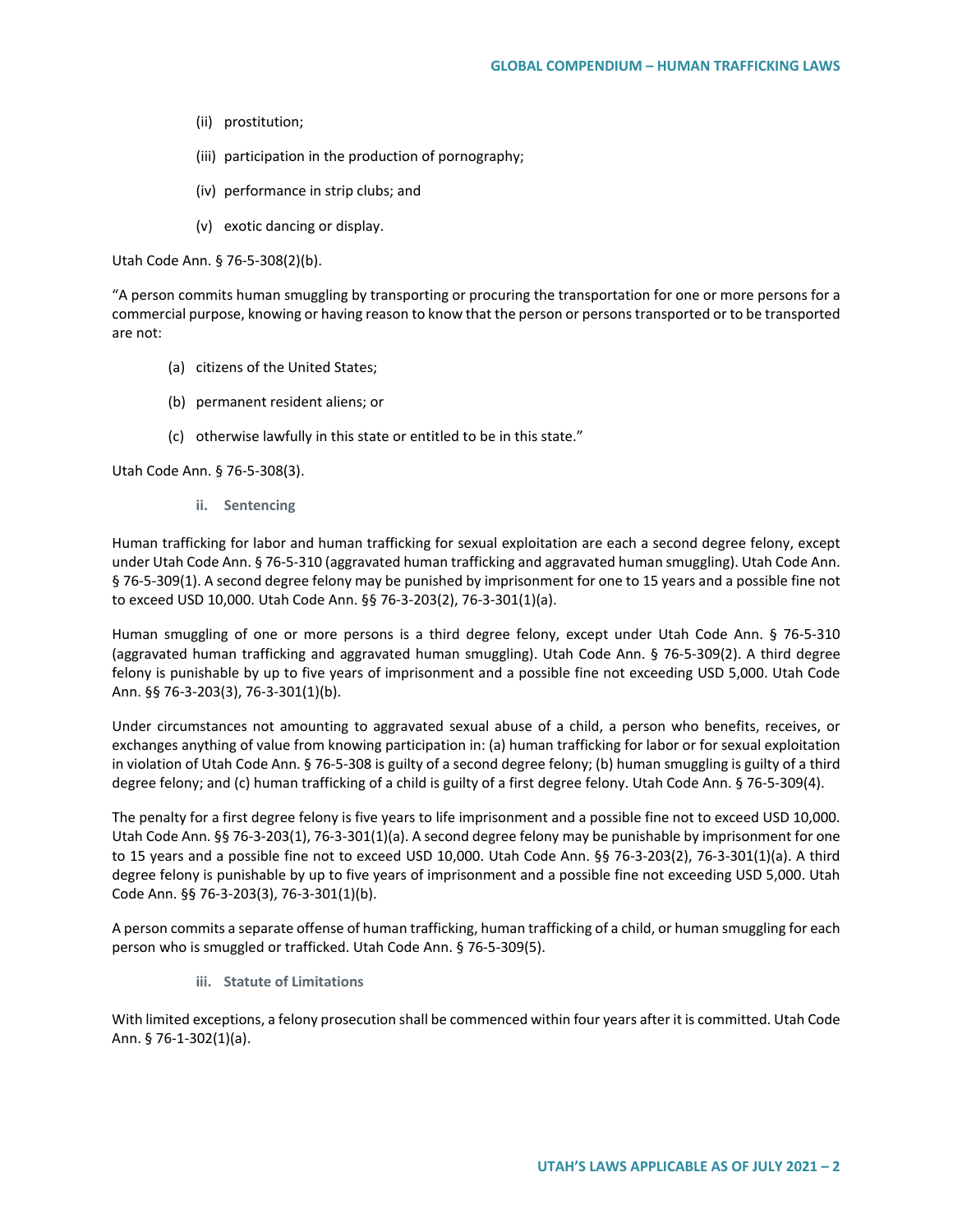(ii) prostitution;

(iii) participation in the production of pornography;

(iv) performance in strip clubs; and

(v) exotic dancing or display.

Utah Code Ann. § 76-5-308(2)(b).

"A person commits human smuggling by transporting or procuring the transportation for one or more persons for a commercial purpose, knowing or having reason to know that the person or persons transported or to be transported are not:

(a) citizens of the United States;

(b) permanent resident aliens; or

(c) otherwise lawfully in this state or entitled to be in this state."

Utah Code Ann. § 76-5-308(3).

### ii. Sentencing

Human trafficking for labor and human trafficking for sexual exploitation are each a second degree felony, except under Utah Code Ann. § 76-5-310 (aggravated human trafficking and aggravated human smuggling). Utah Code Ann. § 76-5-309(1). A second degree felony may be punished by imprisonment for one to 15 years and a possible fine not to exceed USD 10,000. Utah Code Ann. §§ 76-3-203(2), 76-3-301(1)(a).

Human smuggling of one or more persons is a third degree felony, except under Utah Code Ann. § 76-5-310 (aggravated human trafficking and aggravated human smuggling). Utah Code Ann. § 76-5-309(2). A third degree felony is punishable by up to five years of imprisonment and a possible fine not exceeding USD 5,000. Utah Code Ann. §§ 76-3-203(3), 76-3-301(1)(b).

Under circumstances not amounting to aggravated sexual abuse of a child, a person who benefits, receives, or exchanges anything of value from knowing participation in: (a) human trafficking for labor or for sexual exploitation in violation of Utah Code Ann. § 76-5-308 is guilty of a second degree felony; (b) human smuggling is guilty of a third degree felony; and (c) human trafficking of a child is guilty of a first degree felony. Utah Code Ann. § 76-5-309(4).

The penalty for a first degree felony is five years to life imprisonment and a possible fine not to exceed USD 10,000. Utah Code Ann. §§ 76-3-203(1), 76-3-301(1)(a). A second degree felony may be punishable by imprisonment for one to 15 years and a possible fine not to exceed USD 10,000. Utah Code Ann. §§ 76-3-203(2), 76-3-301(1)(a). A third degree felony is punishable by up to five years of imprisonment and a possible fine not exceeding USD 5,000. Utah Code Ann. §§ 76-3-203(3), 76-3-301(1)(b).

A person commits a separate offense of human trafficking, human trafficking of a child, or human smuggling for each person who is smuggled or trafficked. Utah Code Ann. § 76-5-309(5).

### iii. Statute of Limitations

With limited exceptions, a felony prosecution shall be commenced within four years after it is committed. Utah Code Ann. § 76-1-302(1)(a).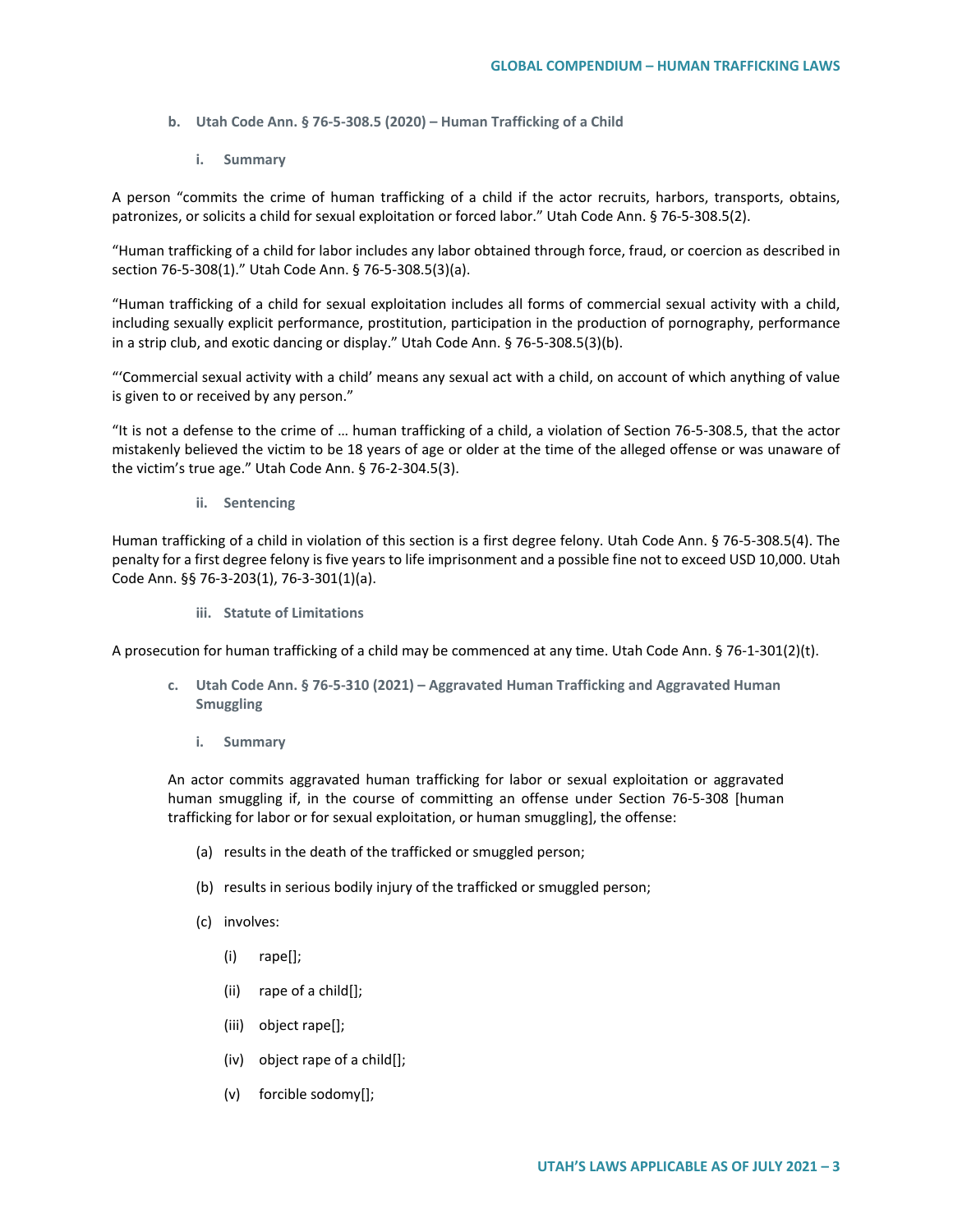### b. Utah Code Ann. § 76-5-308.5 (2020) – Human Trafficking of a Child

#### i. Summary

A person "commits the crime of human trafficking of a child if the actor recruits, harbors, transports, obtains, patronizes, or solicits a child for sexual exploitation or forced labor." Utah Code Ann. § 76-5-308.5(2).

"Human trafficking of a child for labor includes any labor obtained through force, fraud, or coercion as described in section 76-5-308(1)." Utah Code Ann. § 76-5-308.5(3)(a).

"Human trafficking of a child for sexual exploitation includes all forms of commercial sexual activity with a child, including sexually explicit performance, prostitution, participation in the production of pornography, performance in a strip club, and exotic dancing or display." Utah Code Ann. § 76-5-308.5(3)(b).

"'Commercial sexual activity with a child' means any sexual act with a child, on account of which anything of value is given to or received by any person."

"It is not a defense to the crime of … human trafficking of a child, a violation of Section 76-5-308.5, that the actor mistakenly believed the victim to be 18 years of age or older at the time of the alleged offense or was unaware of the victim's true age." Utah Code Ann. § 76-2-304.5(3).

#### ii. Sentencing

Human trafficking of a child in violation of this section is a first degree felony. Utah Code Ann. § 76-5-308.5(4). The penalty for a first degree felony is five years to life imprisonment and a possible fine not to exceed USD 10,000. Utah Code Ann. §§ 76-3-203(1), 76-3-301(1)(a).

#### iii. Statute of Limitations

A prosecution for human trafficking of a child may be commenced at any time. Utah Code Ann. § 76-1-301(2)(t).

### c. Utah Code Ann. § 76-5-310 (2021) – Aggravated Human Trafficking and Aggravated Human Smuggling

#### i. Summary

> An actor commits aggravated human trafficking for labor or sexual exploitation or aggravated human smuggling if, in the course of committing an offense under Section 76-5-308 [human trafficking for labor or for sexual exploitation, or human smuggling], the offense:
>
> (a) results in the death of the trafficked or smuggled person;
>
> (b) results in serious bodily injury of the trafficked or smuggled person;
>
> (c) involves:
>
> (i) rape[];
>
> (ii) rape of a child[];
>
> (iii) object rape[];
>
> (iv) object rape of a child[];
>
> (v) forcible sodomy[];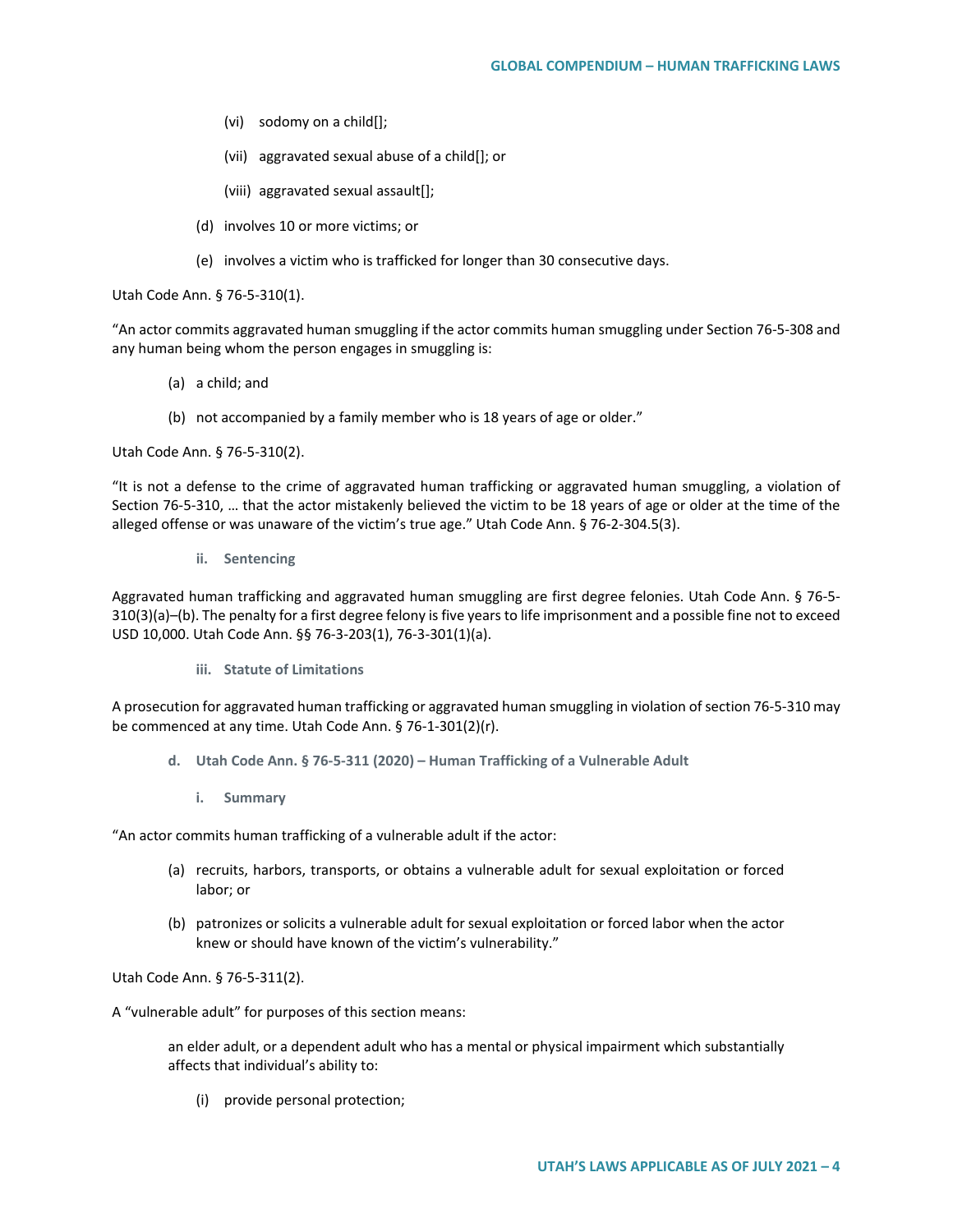(vi) sodomy on a child[];

(vii) aggravated sexual abuse of a child[]; or

(viii) aggravated sexual assault[];

(d) involves 10 or more victims; or

(e) involves a victim who is trafficked for longer than 30 consecutive days.

Utah Code Ann. § 76-5-310(1).

"An actor commits aggravated human smuggling if the actor commits human smuggling under Section 76-5-308 and any human being whom the person engages in smuggling is:

(a) a child; and

(b) not accompanied by a family member who is 18 years of age or older."

Utah Code Ann. § 76-5-310(2).

"It is not a defense to the crime of aggravated human trafficking or aggravated human smuggling, a violation of Section 76-5-310, … that the actor mistakenly believed the victim to be 18 years of age or older at the time of the alleged offense or was unaware of the victim's true age." Utah Code Ann. § 76-2-304.5(3).

#### ii. Sentencing

Aggravated human trafficking and aggravated human smuggling are first degree felonies. Utah Code Ann. § 76-5-310(3)(a)–(b). The penalty for a first degree felony is five years to life imprisonment and a possible fine not to exceed USD 10,000. Utah Code Ann. §§ 76-3-203(1), 76-3-301(1)(a).

#### iii. Statute of Limitations

A prosecution for aggravated human trafficking or aggravated human smuggling in violation of section 76-5-310 may be commenced at any time. Utah Code Ann. § 76-1-301(2)(r).

### d. Utah Code Ann. § 76-5-311 (2020) – Human Trafficking of a Vulnerable Adult

#### i. Summary

"An actor commits human trafficking of a vulnerable adult if the actor:

(a) recruits, harbors, transports, or obtains a vulnerable adult for sexual exploitation or forced labor; or

(b) patronizes or solicits a vulnerable adult for sexual exploitation or forced labor when the actor knew or should have known of the victim's vulnerability."

Utah Code Ann. § 76-5-311(2).

A "vulnerable adult" for purposes of this section means:

an elder adult, or a dependent adult who has a mental or physical impairment which substantially affects that individual's ability to:

(i) provide personal protection;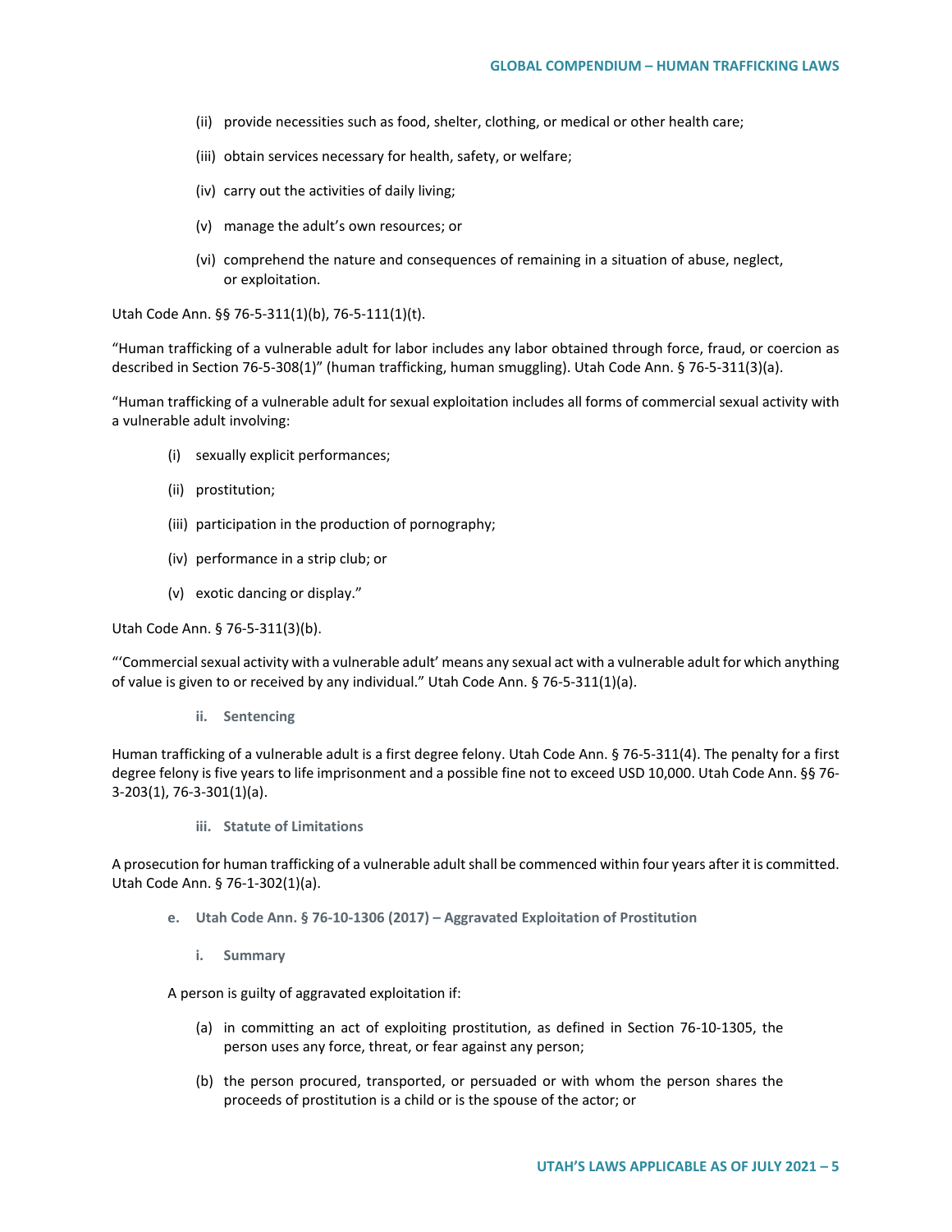(ii) provide necessities such as food, shelter, clothing, or medical or other health care;

(iii) obtain services necessary for health, safety, or welfare;

(iv) carry out the activities of daily living;

(v) manage the adult's own resources; or

(vi) comprehend the nature and consequences of remaining in a situation of abuse, neglect, or exploitation.

Utah Code Ann. §§ 76-5-311(1)(b), 76-5-111(1)(t).

"Human trafficking of a vulnerable adult for labor includes any labor obtained through force, fraud, or coercion as described in Section 76-5-308(1)" (human trafficking, human smuggling). Utah Code Ann. § 76-5-311(3)(a).

"Human trafficking of a vulnerable adult for sexual exploitation includes all forms of commercial sexual activity with a vulnerable adult involving:

(i) sexually explicit performances;

(ii) prostitution;

(iii) participation in the production of pornography;

(iv) performance in a strip club; or

(v) exotic dancing or display."

Utah Code Ann. § 76-5-311(3)(b).

"'Commercial sexual activity with a vulnerable adult' means any sexual act with a vulnerable adult for which anything of value is given to or received by any individual." Utah Code Ann. § 76-5-311(1)(a).

#### ii. Sentencing

Human trafficking of a vulnerable adult is a first degree felony. Utah Code Ann. § 76-5-311(4). The penalty for a first degree felony is five years to life imprisonment and a possible fine not to exceed USD 10,000. Utah Code Ann. §§ 76-3-203(1), 76-3-301(1)(a).

#### iii. Statute of Limitations

A prosecution for human trafficking of a vulnerable adult shall be commenced within four years after it is committed. Utah Code Ann. § 76-1-302(1)(a).

### e. Utah Code Ann. § 76-10-1306 (2017) – Aggravated Exploitation of Prostitution

#### i. Summary

A person is guilty of aggravated exploitation if:

(a) in committing an act of exploiting prostitution, as defined in Section 76-10-1305, the person uses any force, threat, or fear against any person;

(b) the person procured, transported, or persuaded or with whom the person shares the proceeds of prostitution is a child or is the spouse of the actor; or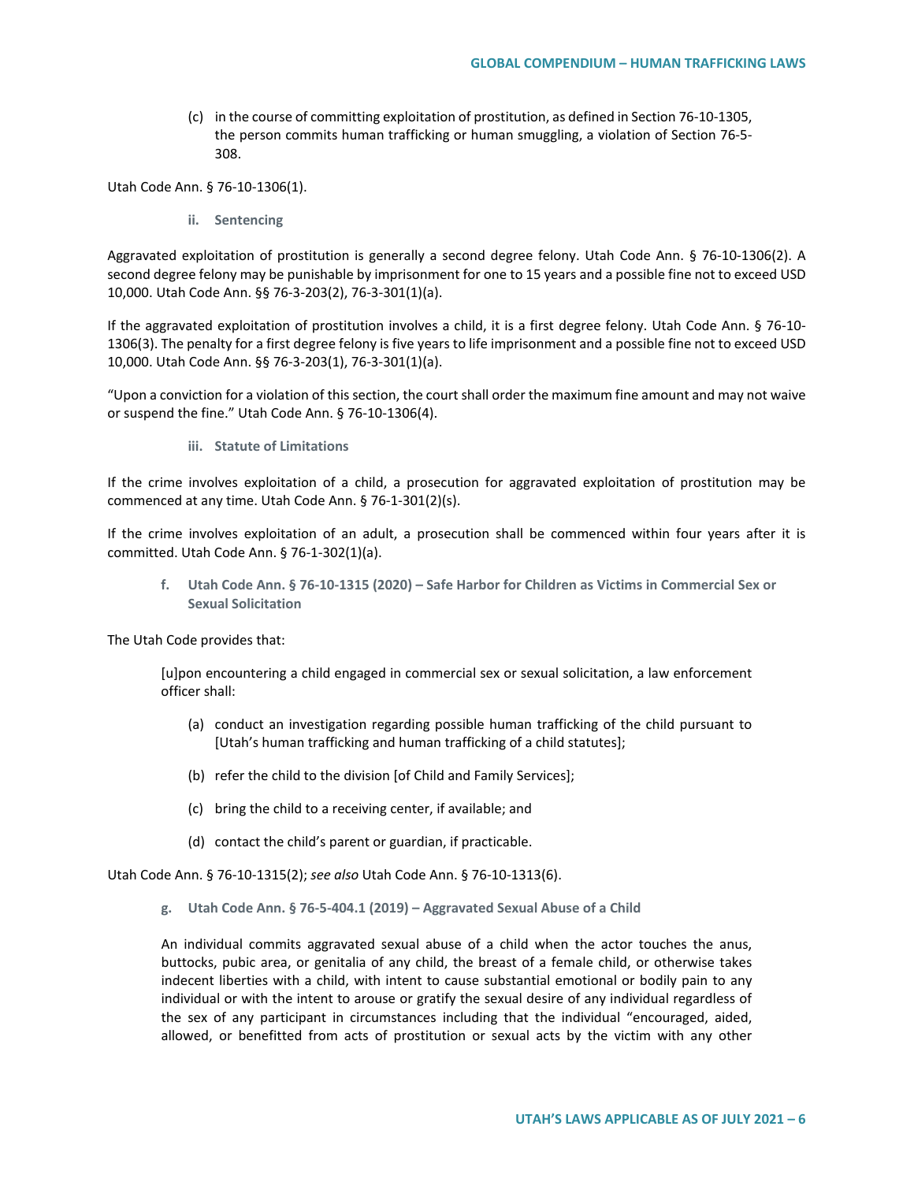> (c) in the course of committing exploitation of prostitution, as defined in Section 76-10-1305, the person commits human trafficking or human smuggling, a violation of Section 76-5-308.

Utah Code Ann. § 76-10-1306(1).

#### ii. Sentencing

Aggravated exploitation of prostitution is generally a second degree felony. Utah Code Ann. § 76-10-1306(2). A second degree felony may be punishable by imprisonment for one to 15 years and a possible fine not to exceed USD 10,000. Utah Code Ann. §§ 76-3-203(2), 76-3-301(1)(a).

If the aggravated exploitation of prostitution involves a child, it is a first degree felony. Utah Code Ann. § 76-10-1306(3). The penalty for a first degree felony is five years to life imprisonment and a possible fine not to exceed USD 10,000. Utah Code Ann. §§ 76-3-203(1), 76-3-301(1)(a).

"Upon a conviction for a violation of this section, the court shall order the maximum fine amount and may not waive or suspend the fine." Utah Code Ann. § 76-10-1306(4).

#### iii. Statute of Limitations

If the crime involves exploitation of a child, a prosecution for aggravated exploitation of prostitution may be commenced at any time. Utah Code Ann. § 76-1-301(2)(s).

If the crime involves exploitation of an adult, a prosecution shall be commenced within four years after it is committed. Utah Code Ann. § 76-1-302(1)(a).

### f. Utah Code Ann. § 76-10-1315 (2020) – Safe Harbor for Children as Victims in Commercial Sex or Sexual Solicitation

The Utah Code provides that:

> [u]pon encountering a child engaged in commercial sex or sexual solicitation, a law enforcement officer shall:
>
> (a) conduct an investigation regarding possible human trafficking of the child pursuant to [Utah's human trafficking and human trafficking of a child statutes];
>
> (b) refer the child to the division [of Child and Family Services];
>
> (c) bring the child to a receiving center, if available; and
>
> (d) contact the child's parent or guardian, if practicable.

Utah Code Ann. § 76-10-1315(2); *see also* Utah Code Ann. § 76-10-1313(6).

### g. Utah Code Ann. § 76-5-404.1 (2019) – Aggravated Sexual Abuse of a Child

An individual commits aggravated sexual abuse of a child when the actor touches the anus, buttocks, pubic area, or genitalia of any child, the breast of a female child, or otherwise takes indecent liberties with a child, with intent to cause substantial emotional or bodily pain to any individual or with the intent to arouse or gratify the sexual desire of any individual regardless of the sex of any participant in circumstances including that the individual "encouraged, aided, allowed, or benefitted from acts of prostitution or sexual acts by the victim with any other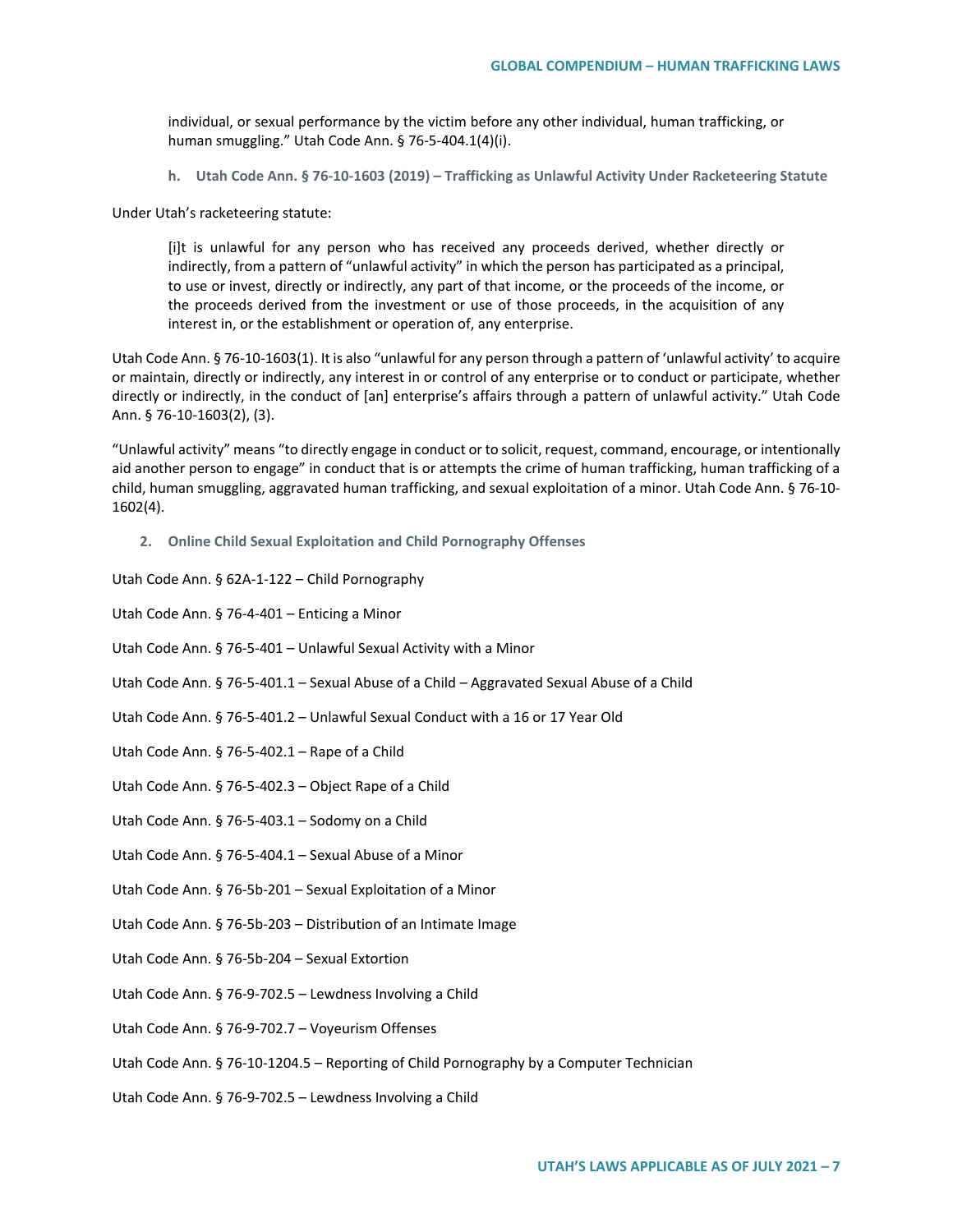individual, or sexual performance by the victim before any other individual, human trafficking, or human smuggling." Utah Code Ann. § 76-5-404.1(4)(i).

### h. Utah Code Ann. § 76-10-1603 (2019) – Trafficking as Unlawful Activity Under Racketeering Statute

Under Utah's racketeering statute:

> [i]t is unlawful for any person who has received any proceeds derived, whether directly or indirectly, from a pattern of "unlawful activity" in which the person has participated as a principal, to use or invest, directly or indirectly, any part of that income, or the proceeds of the income, or the proceeds derived from the investment or use of those proceeds, in the acquisition of any interest in, or the establishment or operation of, any enterprise.

Utah Code Ann. § 76-10-1603(1). It is also "unlawful for any person through a pattern of 'unlawful activity' to acquire or maintain, directly or indirectly, any interest in or control of any enterprise or to conduct or participate, whether directly or indirectly, in the conduct of [an] enterprise's affairs through a pattern of unlawful activity." Utah Code Ann. § 76-10-1603(2), (3).

"Unlawful activity" means "to directly engage in conduct or to solicit, request, command, encourage, or intentionally aid another person to engage" in conduct that is or attempts the crime of human trafficking, human trafficking of a child, human smuggling, aggravated human trafficking, and sexual exploitation of a minor. Utah Code Ann. § 76-10-1602(4).

## 2. Online Child Sexual Exploitation and Child Pornography Offenses

Utah Code Ann. § 62A-1-122 – Child Pornography

Utah Code Ann. § 76-4-401 – Enticing a Minor

Utah Code Ann. § 76-5-401 – Unlawful Sexual Activity with a Minor

Utah Code Ann. § 76-5-401.1 – Sexual Abuse of a Child – Aggravated Sexual Abuse of a Child

Utah Code Ann. § 76-5-401.2 – Unlawful Sexual Conduct with a 16 or 17 Year Old

Utah Code Ann. § 76-5-402.1 – Rape of a Child

Utah Code Ann. § 76-5-402.3 – Object Rape of a Child

Utah Code Ann. § 76-5-403.1 – Sodomy on a Child

Utah Code Ann. § 76-5-404.1 – Sexual Abuse of a Minor

Utah Code Ann. § 76-5b-201 – Sexual Exploitation of a Minor

Utah Code Ann. § 76-5b-203 – Distribution of an Intimate Image

Utah Code Ann. § 76-5b-204 – Sexual Extortion

Utah Code Ann. § 76-9-702.5 – Lewdness Involving a Child

Utah Code Ann. § 76-9-702.7 – Voyeurism Offenses

Utah Code Ann. § 76-10-1204.5 – Reporting of Child Pornography by a Computer Technician

Utah Code Ann. § 76-9-702.5 – Lewdness Involving a Child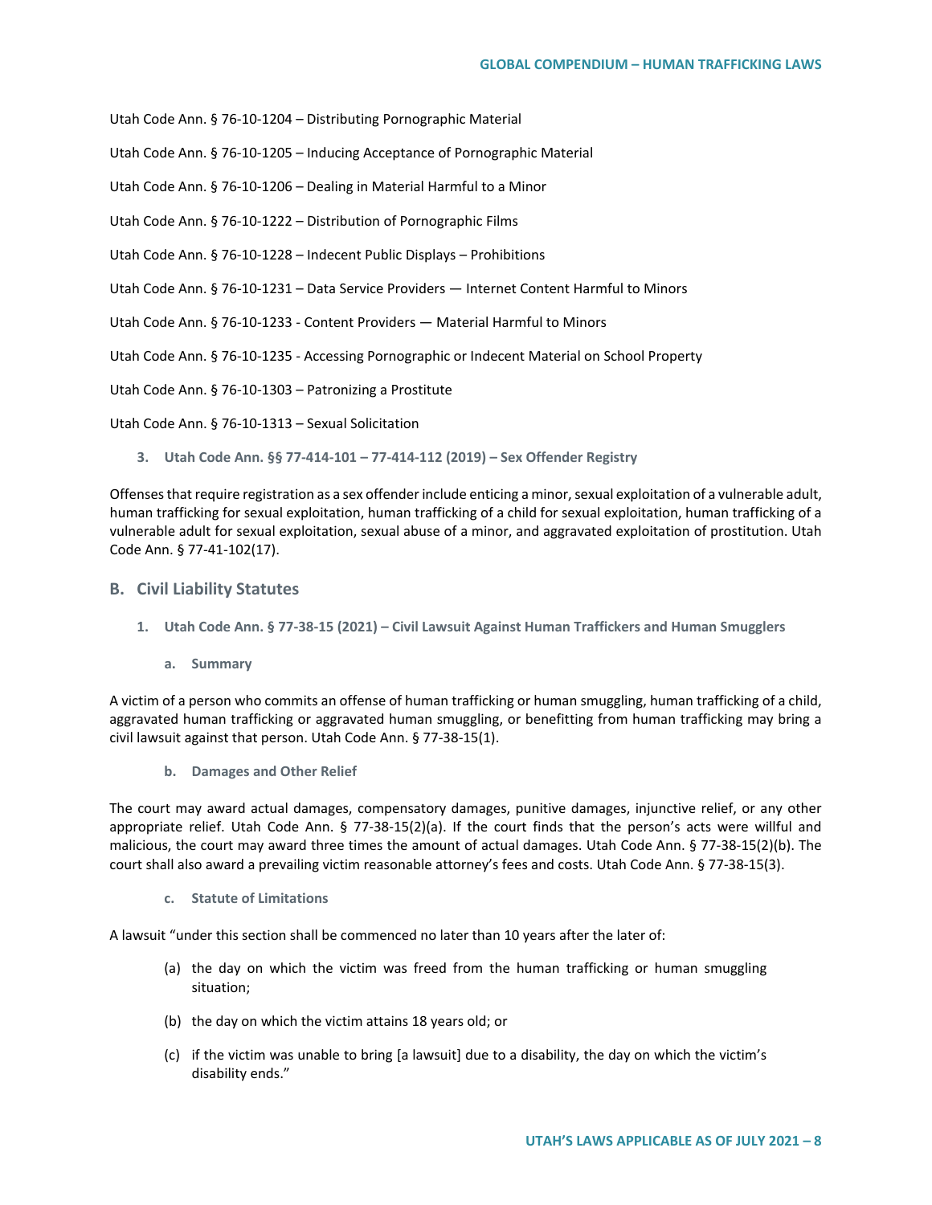Utah Code Ann. § 76-10-1204 – Distributing Pornographic Material

Utah Code Ann. § 76-10-1205 – Inducing Acceptance of Pornographic Material

Utah Code Ann. § 76-10-1206 – Dealing in Material Harmful to a Minor

Utah Code Ann. § 76-10-1222 – Distribution of Pornographic Films

Utah Code Ann. § 76-10-1228 – Indecent Public Displays – Prohibitions

Utah Code Ann. § 76-10-1231 – Data Service Providers — Internet Content Harmful to Minors

Utah Code Ann. § 76-10-1233 - Content Providers — Material Harmful to Minors

Utah Code Ann. § 76-10-1235 - Accessing Pornographic or Indecent Material on School Property

Utah Code Ann. § 76-10-1303 – Patronizing a Prostitute

Utah Code Ann. § 76-10-1313 – Sexual Solicitation

#### 3. Utah Code Ann. §§ 77-414-101 – 77-414-112 (2019) – Sex Offender Registry

Offenses that require registration as a sex offender include enticing a minor, sexual exploitation of a vulnerable adult, human trafficking for sexual exploitation, human trafficking of a child for sexual exploitation, human trafficking of a vulnerable adult for sexual exploitation, sexual abuse of a minor, and aggravated exploitation of prostitution. Utah Code Ann. § 77-41-102(17).

## B. Civil Liability Statutes

### 1. Utah Code Ann. § 77-38-15 (2021) – Civil Lawsuit Against Human Traffickers and Human Smugglers

#### a. Summary

A victim of a person who commits an offense of human trafficking or human smuggling, human trafficking of a child, aggravated human trafficking or aggravated human smuggling, or benefitting from human trafficking may bring a civil lawsuit against that person. Utah Code Ann. § 77-38-15(1).

#### b. Damages and Other Relief

The court may award actual damages, compensatory damages, punitive damages, injunctive relief, or any other appropriate relief. Utah Code Ann. § 77-38-15(2)(a). If the court finds that the person's acts were willful and malicious, the court may award three times the amount of actual damages. Utah Code Ann. § 77-38-15(2)(b). The court shall also award a prevailing victim reasonable attorney's fees and costs. Utah Code Ann. § 77-38-15(3).

#### c. Statute of Limitations

A lawsuit "under this section shall be commenced no later than 10 years after the later of:

(a) the day on which the victim was freed from the human trafficking or human smuggling situation;

(b) the day on which the victim attains 18 years old; or

(c) if the victim was unable to bring [a lawsuit] due to a disability, the day on which the victim's disability ends."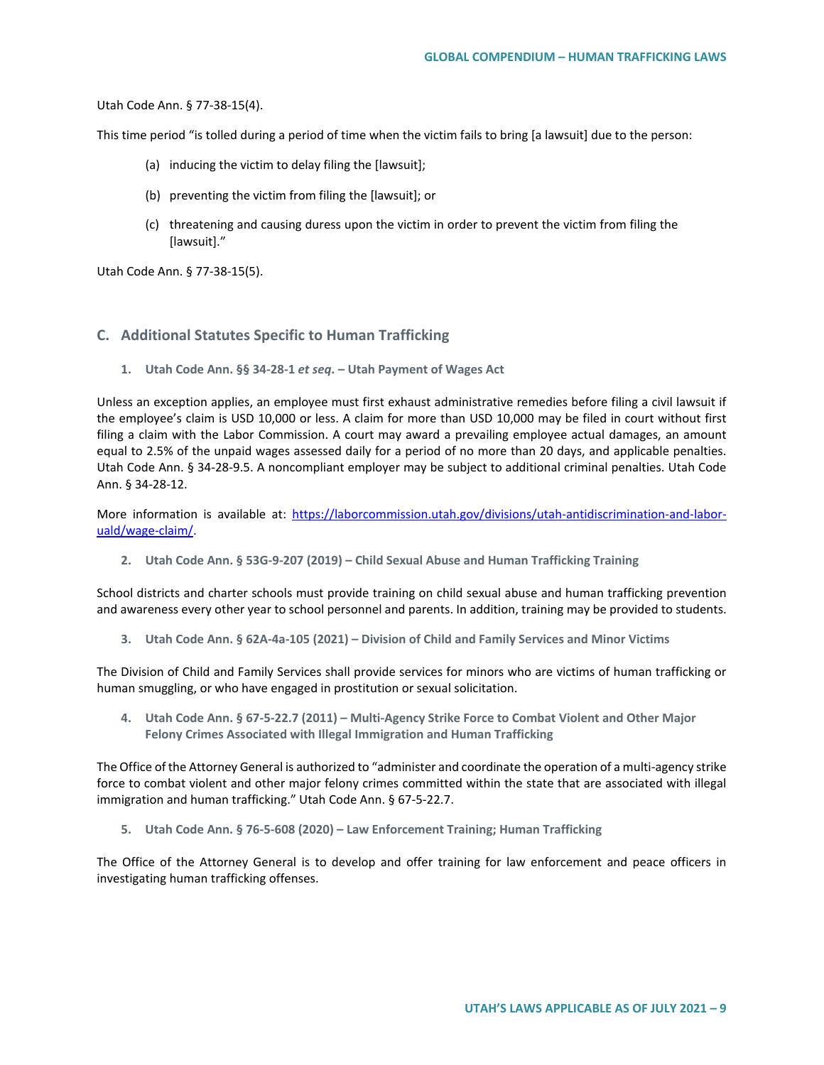Utah Code Ann. § 77-38-15(4).

This time period "is tolled during a period of time when the victim fails to bring [a lawsuit] due to the person:

(a) inducing the victim to delay filing the [lawsuit];

(b) preventing the victim from filing the [lawsuit]; or

(c) threatening and causing duress upon the victim in order to prevent the victim from filing the [lawsuit]."

Utah Code Ann. § 77-38-15(5).

## C. Additional Statutes Specific to Human Trafficking

### 1. Utah Code Ann. §§ 34-28-1 *et seq*. – Utah Payment of Wages Act

Unless an exception applies, an employee must first exhaust administrative remedies before filing a civil lawsuit if the employee's claim is USD 10,000 or less. A claim for more than USD 10,000 may be filed in court without first filing a claim with the Labor Commission. A court may award a prevailing employee actual damages, an amount equal to 2.5% of the unpaid wages assessed daily for a period of no more than 20 days, and applicable penalties. Utah Code Ann. § 34-28-9.5. A noncompliant employer may be subject to additional criminal penalties. Utah Code Ann. § 34-28-12.

More information is available at: https://laborcommission.utah.gov/divisions/utah-antidiscrimination-and-labor-uald/wage-claim/.

### 2. Utah Code Ann. § 53G-9-207 (2019) – Child Sexual Abuse and Human Trafficking Training

School districts and charter schools must provide training on child sexual abuse and human trafficking prevention and awareness every other year to school personnel and parents. In addition, training may be provided to students.

### 3. Utah Code Ann. § 62A-4a-105 (2021) – Division of Child and Family Services and Minor Victims

The Division of Child and Family Services shall provide services for minors who are victims of human trafficking or human smuggling, or who have engaged in prostitution or sexual solicitation.

### 4. Utah Code Ann. § 67-5-22.7 (2011) – Multi-Agency Strike Force to Combat Violent and Other Major Felony Crimes Associated with Illegal Immigration and Human Trafficking

The Office of the Attorney General is authorized to "administer and coordinate the operation of a multi-agency strike force to combat violent and other major felony crimes committed within the state that are associated with illegal immigration and human trafficking." Utah Code Ann. § 67-5-22.7.

### 5. Utah Code Ann. § 76-5-608 (2020) – Law Enforcement Training; Human Trafficking

The Office of the Attorney General is to develop and offer training for law enforcement and peace officers in investigating human trafficking offenses.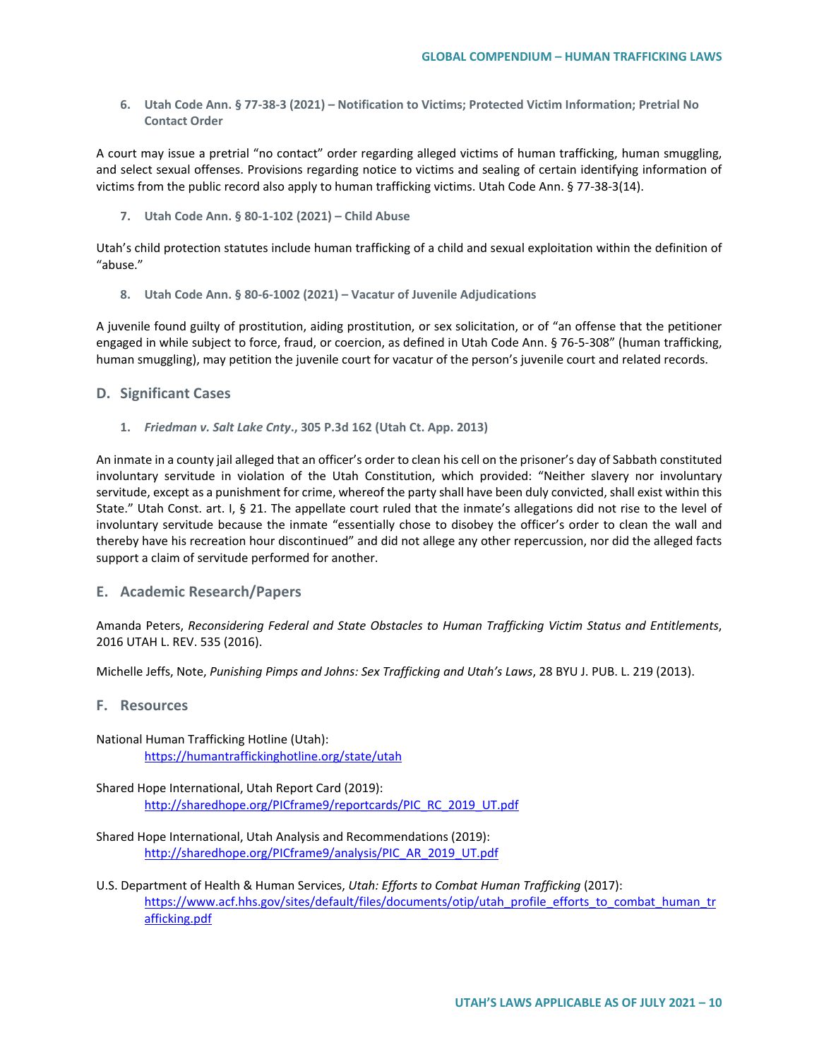6. **Utah Code Ann. § 77-38-3 (2021) – Notification to Victims; Protected Victim Information; Pretrial No Contact Order**

A court may issue a pretrial "no contact" order regarding alleged victims of human trafficking, human smuggling, and select sexual offenses. Provisions regarding notice to victims and sealing of certain identifying information of victims from the public record also apply to human trafficking victims. Utah Code Ann. § 77-38-3(14).

7. **Utah Code Ann. § 80-1-102 (2021) – Child Abuse**

Utah's child protection statutes include human trafficking of a child and sexual exploitation within the definition of "abuse."

8. **Utah Code Ann. § 80-6-1002 (2021) – Vacatur of Juvenile Adjudications**

A juvenile found guilty of prostitution, aiding prostitution, or sex solicitation, or of "an offense that the petitioner engaged in while subject to force, fraud, or coercion, as defined in Utah Code Ann. § 76-5-308" (human trafficking, human smuggling), may petition the juvenile court for vacatur of the person's juvenile court and related records.

## D. Significant Cases

1. ***Friedman v. Salt Lake Cnty.*, 305 P.3d 162 (Utah Ct. App. 2013)**

An inmate in a county jail alleged that an officer's order to clean his cell on the prisoner's day of Sabbath constituted involuntary servitude in violation of the Utah Constitution, which provided: "Neither slavery nor involuntary servitude, except as a punishment for crime, whereof the party shall have been duly convicted, shall exist within this State." Utah Const. art. I, § 21. The appellate court ruled that the inmate's allegations did not rise to the level of involuntary servitude because the inmate "essentially chose to disobey the officer's order to clean the wall and thereby have his recreation hour discontinued" and did not allege any other repercussion, nor did the alleged facts support a claim of servitude performed for another.

## E. Academic Research/Papers

Amanda Peters, *Reconsidering Federal and State Obstacles to Human Trafficking Victim Status and Entitlements*, 2016 UTAH L. REV. 535 (2016).

Michelle Jeffs, Note, *Punishing Pimps and Johns: Sex Trafficking and Utah's Laws*, 28 BYU J. PUB. L. 219 (2013).

## F. Resources

National Human Trafficking Hotline (Utah):
https://humantraffickinghotline.org/state/utah

Shared Hope International, Utah Report Card (2019):
http://sharedhope.org/PICframe9/reportcards/PIC_RC_2019_UT.pdf

Shared Hope International, Utah Analysis and Recommendations (2019):
http://sharedhope.org/PICframe9/analysis/PIC_AR_2019_UT.pdf

U.S. Department of Health & Human Services, *Utah: Efforts to Combat Human Trafficking* (2017):
https://www.acf.hhs.gov/sites/default/files/documents/otip/utah_profile_efforts_to_combat_human_trafficking.pdf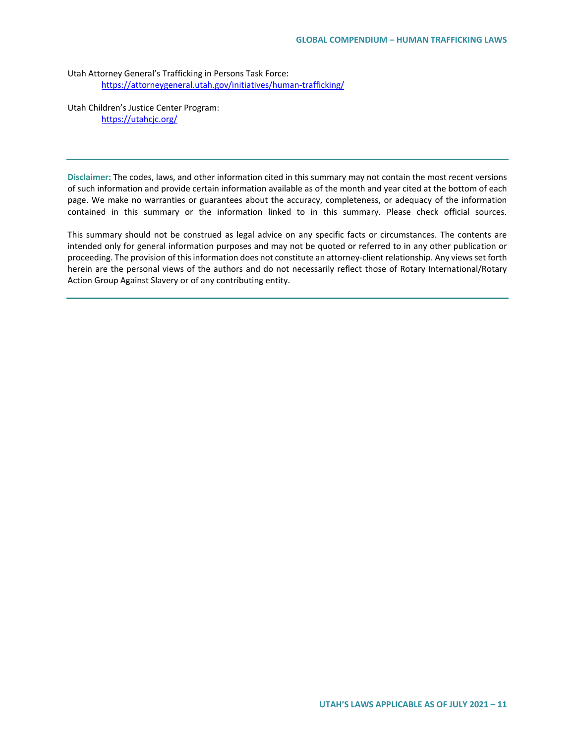Utah Attorney General's Trafficking in Persons Task Force:
https://attorneygeneral.utah.gov/initiatives/human-trafficking/

Utah Children's Justice Center Program:
https://utahcjc.org/

---

**Disclaimer:** The codes, laws, and other information cited in this summary may not contain the most recent versions of such information and provide certain information available as of the month and year cited at the bottom of each page. We make no warranties or guarantees about the accuracy, completeness, or adequacy of the information contained in this summary or the information linked to in this summary. Please check official sources.

This summary should not be construed as legal advice on any specific facts or circumstances. The contents are intended only for general information purposes and may not be quoted or referred to in any other publication or proceeding. The provision of this information does not constitute an attorney-client relationship. Any views set forth herein are the personal views of the authors and do not necessarily reflect those of Rotary International/Rotary Action Group Against Slavery or of any contributing entity.

---